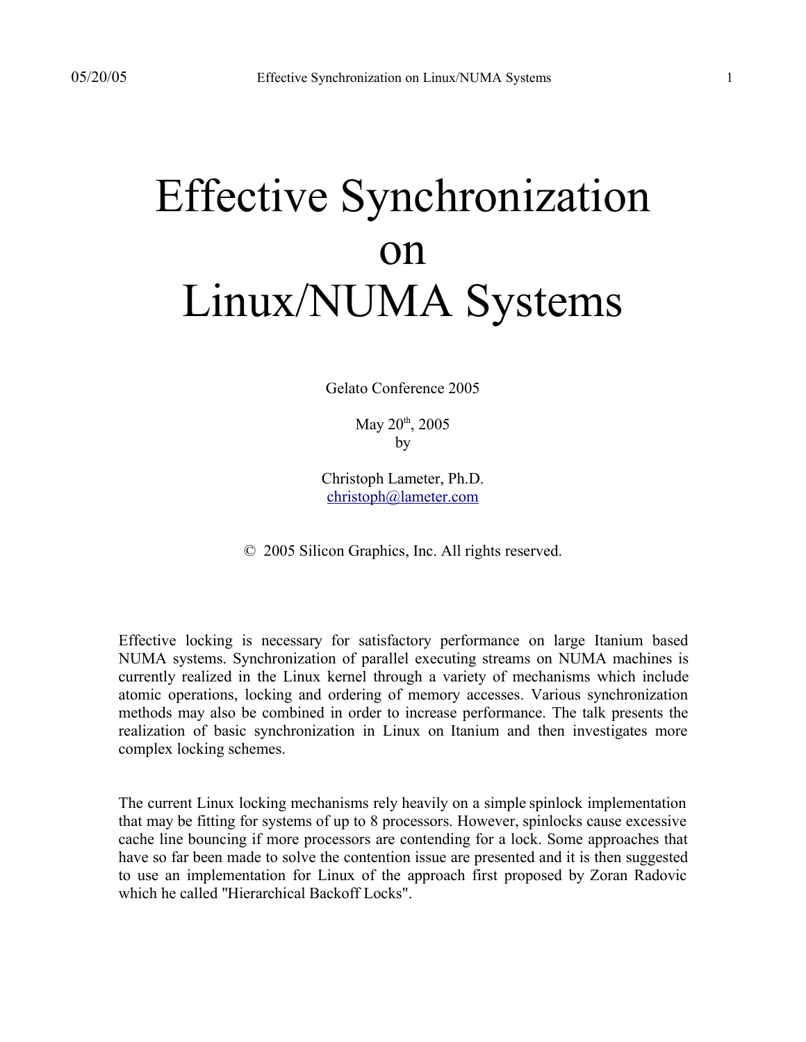# Effective Synchronization on Linux/NUMA Systems

Gelato Conference 2005

May 20th, 2005
by

Christoph Lameter, Ph.D.
christoph@lameter.com

© 2005 Silicon Graphics, Inc. All rights reserved.

Effective locking is necessary for satisfactory performance on large Itanium based NUMA systems. Synchronization of parallel executing streams on NUMA machines is currently realized in the Linux kernel through a variety of mechanisms which include atomic operations, locking and ordering of memory accesses. Various synchronization methods may also be combined in order to increase performance. The talk presents the realization of basic synchronization in Linux on Itanium and then investigates more complex locking schemes.

The current Linux locking mechanisms rely heavily on a simple spinlock implementation that may be fitting for systems of up to 8 processors. However, spinlocks cause excessive cache line bouncing if more processors are contending for a lock. Some approaches that have so far been made to solve the contention issue are presented and it is then suggested to use an implementation for Linux of the approach first proposed by Zoran Radovic which he called "Hierarchical Backoff Locks".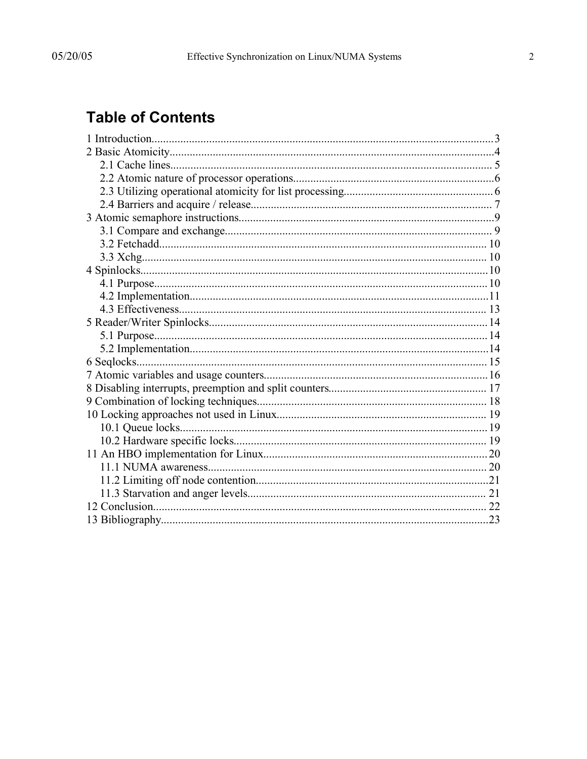# Table of Contents

1 Introduction......................................................................................................................3

2 Basic Atomicity................................................................................................................4

- 2.1 Cache lines............................................................................................................... 5
- 2.2 Atomic nature of processor operations.....................................................................6
- 2.3 Utilizing operational atomicity for list processing....................................................6
- 2.4 Barriers and acquire / release................................................................................... 7

3 Atomic semaphore instructions........................................................................................9

- 3.1 Compare and exchange............................................................................................ 9
- 3.2 Fetchadd................................................................................................................. 10
- 3.3 Xchg....................................................................................................................... 10

4 Spinlocks........................................................................................................................10

- 4.1 Purpose................................................................................................................... 10
- 4.2 Implementation.......................................................................................................11
- 4.3 Effectiveness........................................................................................................... 13

5 Reader/Writer Spinlocks................................................................................................ 14

- 5.1 Purpose................................................................................................................... 14
- 5.2 Implementation.......................................................................................................14

6 Seqlocks......................................................................................................................... 15

7 Atomic variables and usage counters.............................................................................16

8 Disabling interrupts, preemption and split counters...................................................... 17

9 Combination of locking techniques............................................................................... 18

10 Locking approaches not used in Linux......................................................................... 19

- 10.1 Queue locks........................................................................................................... 19
- 10.2 Hardware specific locks........................................................................................ 19

11 An HBO implementation for Linux.............................................................................20

- 11.1 NUMA awareness................................................................................................. 20
- 11.2 Limiting off node contention................................................................................21
- 11.3 Starvation and anger levels................................................................................... 21

12 Conclusion................................................................................................................... 22

13 Bibliography.................................................................................................................23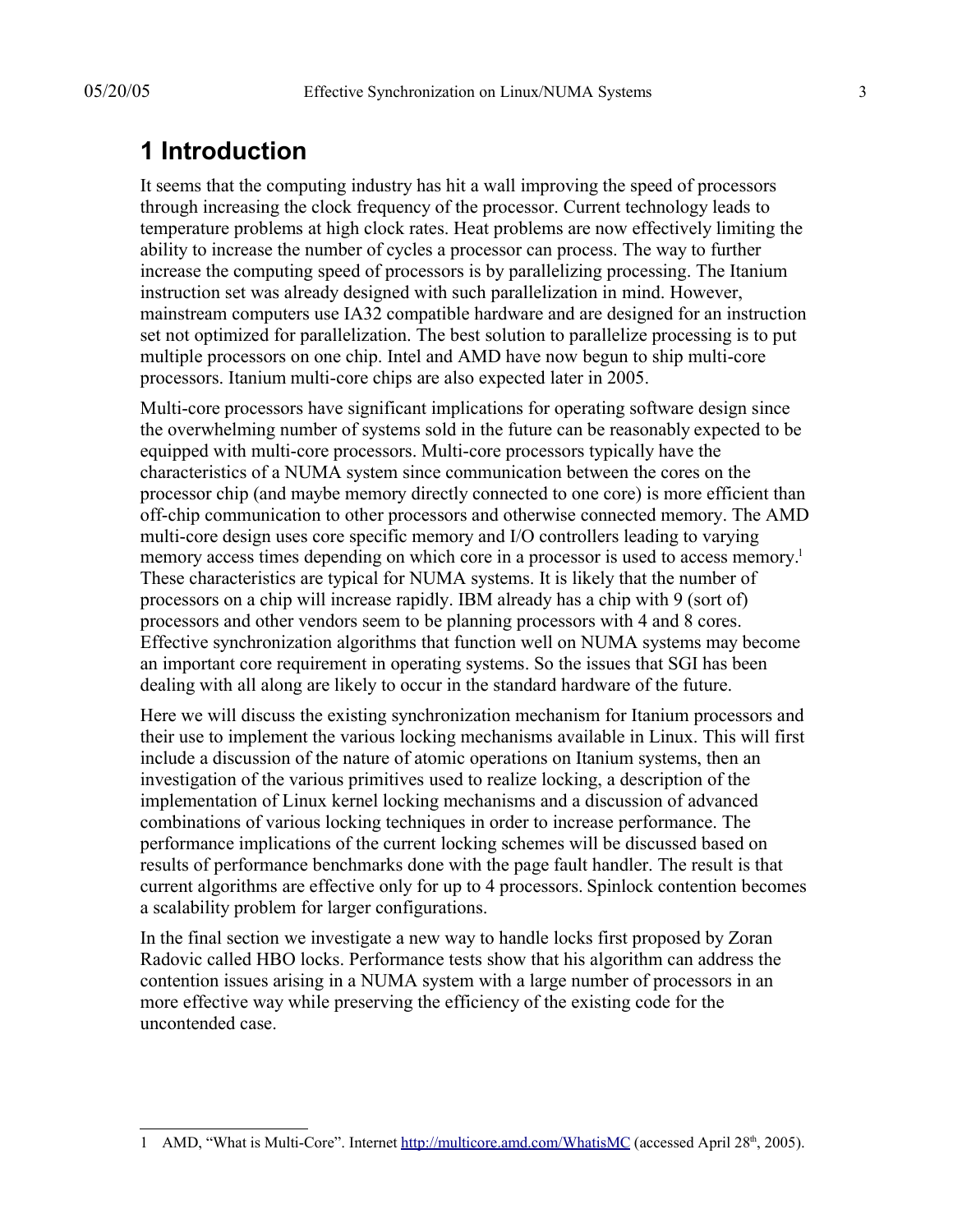# 1 Introduction

It seems that the computing industry has hit a wall improving the speed of processors through increasing the clock frequency of the processor. Current technology leads to temperature problems at high clock rates. Heat problems are now effectively limiting the ability to increase the number of cycles a processor can process. The way to further increase the computing speed of processors is by parallelizing processing. The Itanium instruction set was already designed with such parallelization in mind. However, mainstream computers use IA32 compatible hardware and are designed for an instruction set not optimized for parallelization. The best solution to parallelize processing is to put multiple processors on one chip. Intel and AMD have now begun to ship multi-core processors. Itanium multi-core chips are also expected later in 2005.

Multi-core processors have significant implications for operating software design since the overwhelming number of systems sold in the future can be reasonably expected to be equipped with multi-core processors. Multi-core processors typically have the characteristics of a NUMA system since communication between the cores on the processor chip (and maybe memory directly connected to one core) is more efficient than off-chip communication to other processors and otherwise connected memory. The AMD multi-core design uses core specific memory and I/O controllers leading to varying memory access times depending on which core in a processor is used to access memory.[1] These characteristics are typical for NUMA systems. It is likely that the number of processors on a chip will increase rapidly. IBM already has a chip with 9 (sort of) processors and other vendors seem to be planning processors with 4 and 8 cores. Effective synchronization algorithms that function well on NUMA systems may become an important core requirement in operating systems. So the issues that SGI has been dealing with all along are likely to occur in the standard hardware of the future.

Here we will discuss the existing synchronization mechanism for Itanium processors and their use to implement the various locking mechanisms available in Linux. This will first include a discussion of the nature of atomic operations on Itanium systems, then an investigation of the various primitives used to realize locking, a description of the implementation of Linux kernel locking mechanisms and a discussion of advanced combinations of various locking techniques in order to increase performance. The performance implications of the current locking schemes will be discussed based on results of performance benchmarks done with the page fault handler. The result is that current algorithms are effective only for up to 4 processors. Spinlock contention becomes a scalability problem for larger configurations.

In the final section we investigate a new way to handle locks first proposed by Zoran Radovic called HBO locks. Performance tests show that his algorithm can address the contention issues arising in a NUMA system with a large number of processors in an more effective way while preserving the efficiency of the existing code for the uncontended case.

---

1 AMD, "What is Multi-Core". Internet http://multicore.amd.com/WhatisMC (accessed April 28th, 2005).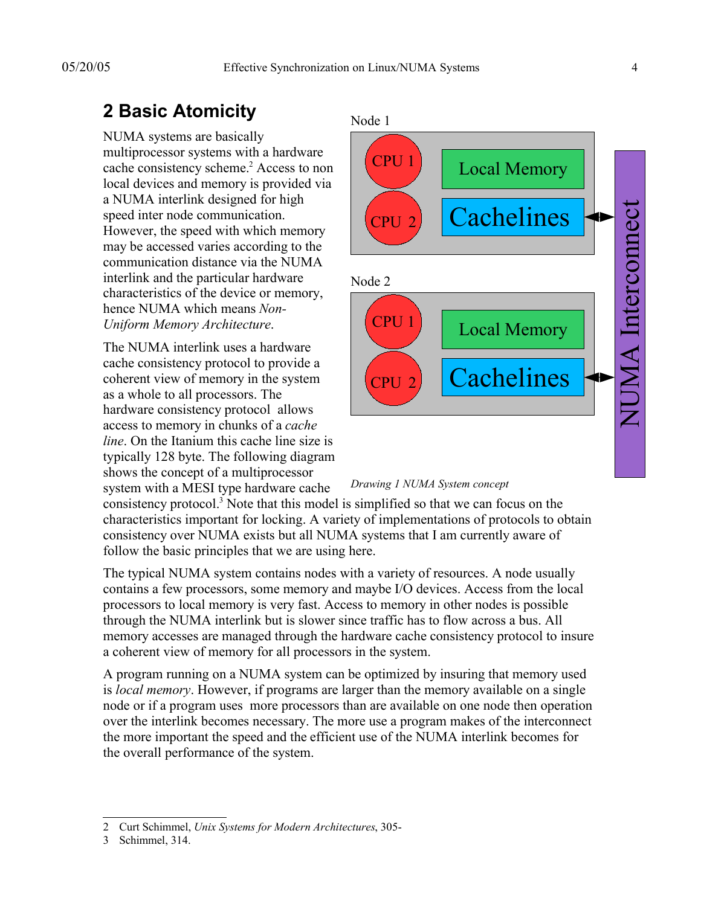## 2 Basic Atomicity

NUMA systems are basically multiprocessor systems with a hardware cache consistency scheme.[2] Access to non local devices and memory is provided via a NUMA interlink designed for high speed inter node communication. However, the speed with which memory may be accessed varies according to the communication distance via the NUMA interlink and the particular hardware characteristics of the device or memory, hence NUMA which means *Non-Uniform Memory Architecture*.

The NUMA interlink uses a hardware cache consistency protocol to provide a coherent view of memory in the system as a whole to all processors. The hardware consistency protocol allows access to memory in chunks of a *cache line*. On the Itanium this cache line size is typically 128 byte. The following diagram shows the concept of a multiprocessor system with a MESI type hardware cache consistency protocol.[3] Note that this model is simplified so that we can focus on the characteristics important for locking. A variety of implementations of protocols to obtain consistency over NUMA exists but all NUMA systems that I am currently aware of follow the basic principles that we are using here.

*Drawing 1 NUMA System concept*

The typical NUMA system contains nodes with a variety of resources. A node usually contains a few processors, some memory and maybe I/O devices. Access from the local processors to local memory is very fast. Access to memory in other nodes is possible through the NUMA interlink but is slower since traffic has to flow across a bus. All memory accesses are managed through the hardware cache consistency protocol to insure a coherent view of memory for all processors in the system.

A program running on a NUMA system can be optimized by insuring that memory used is *local memory*. However, if programs are larger than the memory available on a single node or if a program uses more processors than are available on one node then operation over the interlink becomes necessary. The more use a program makes of the interconnect the more important the speed and the efficient use of the NUMA interlink becomes for the overall performance of the system.

---

2 Curt Schimmel, *Unix Systems for Modern Architectures*, 305-

3 Schimmel, 314.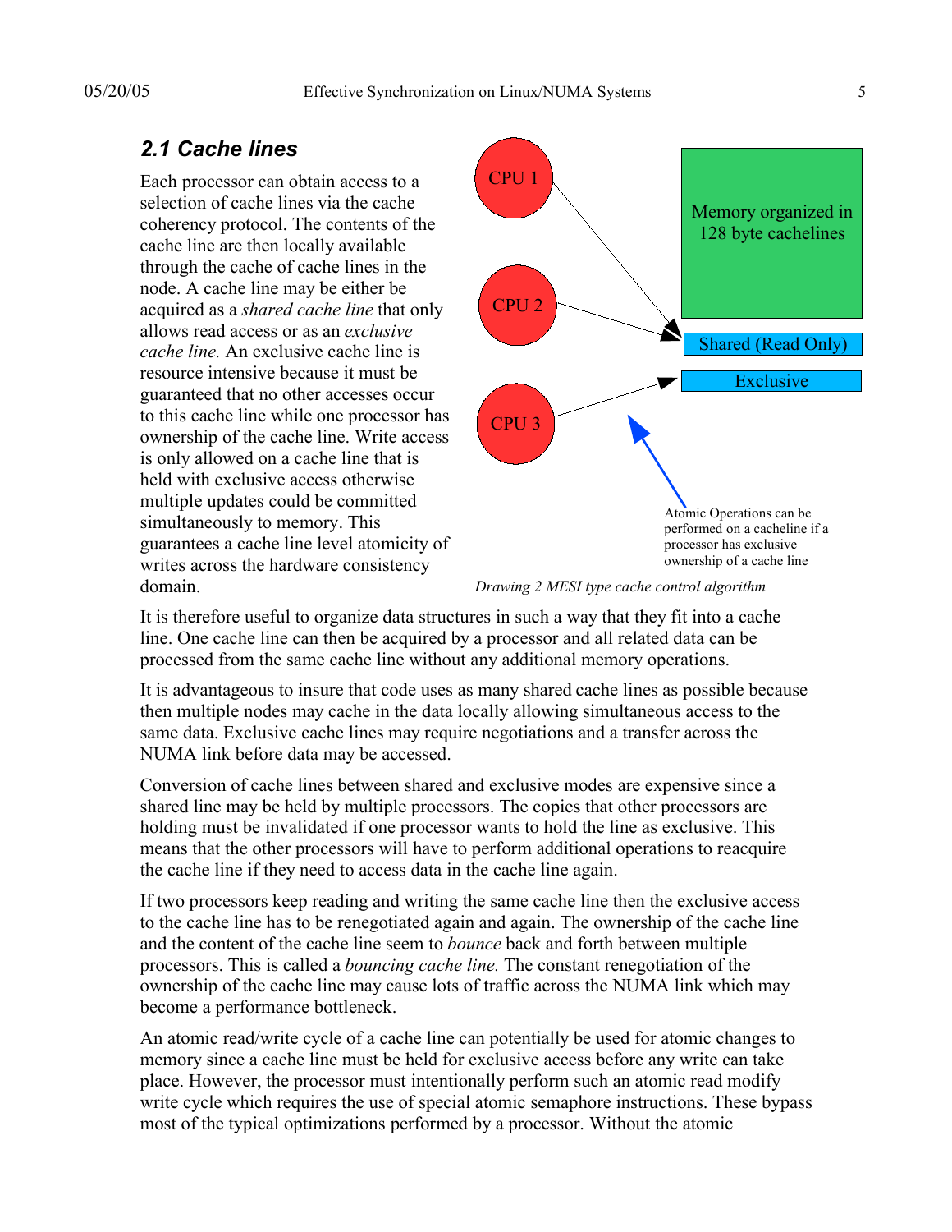### 2.1 Cache lines

Each processor can obtain access to a selection of cache lines via the cache coherency protocol. The contents of the cache line are then locally available through the cache of cache lines in the node. A cache line may be either be acquired as a *shared cache line* that only allows read access or as an *exclusive cache line.* An exclusive cache line is resource intensive because it must be guaranteed that no other accesses occur to this cache line while one processor has ownership of the cache line. Write access is only allowed on a cache line that is held with exclusive access otherwise multiple updates could be committed simultaneously to memory. This guarantees a cache line level atomicity of writes across the hardware consistency domain.

*Drawing 2 MESI type cache control algorithm*

It is therefore useful to organize data structures in such a way that they fit into a cache line. One cache line can then be acquired by a processor and all related data can be processed from the same cache line without any additional memory operations.

It is advantageous to insure that code uses as many shared cache lines as possible because then multiple nodes may cache in the data locally allowing simultaneous access to the same data. Exclusive cache lines may require negotiations and a transfer across the NUMA link before data may be accessed.

Conversion of cache lines between shared and exclusive modes are expensive since a shared line may be held by multiple processors. The copies that other processors are holding must be invalidated if one processor wants to hold the line as exclusive. This means that the other processors will have to perform additional operations to reacquire the cache line if they need to access data in the cache line again.

If two processors keep reading and writing the same cache line then the exclusive access to the cache line has to be renegotiated again and again. The ownership of the cache line and the content of the cache line seem to *bounce* back and forth between multiple processors. This is called a *bouncing cache line.* The constant renegotiation of the ownership of the cache line may cause lots of traffic across the NUMA link which may become a performance bottleneck.

An atomic read/write cycle of a cache line can potentially be used for atomic changes to memory since a cache line must be held for exclusive access before any write can take place. However, the processor must intentionally perform such an atomic read modify write cycle which requires the use of special atomic semaphore instructions. These bypass most of the typical optimizations performed by a processor. Without the atomic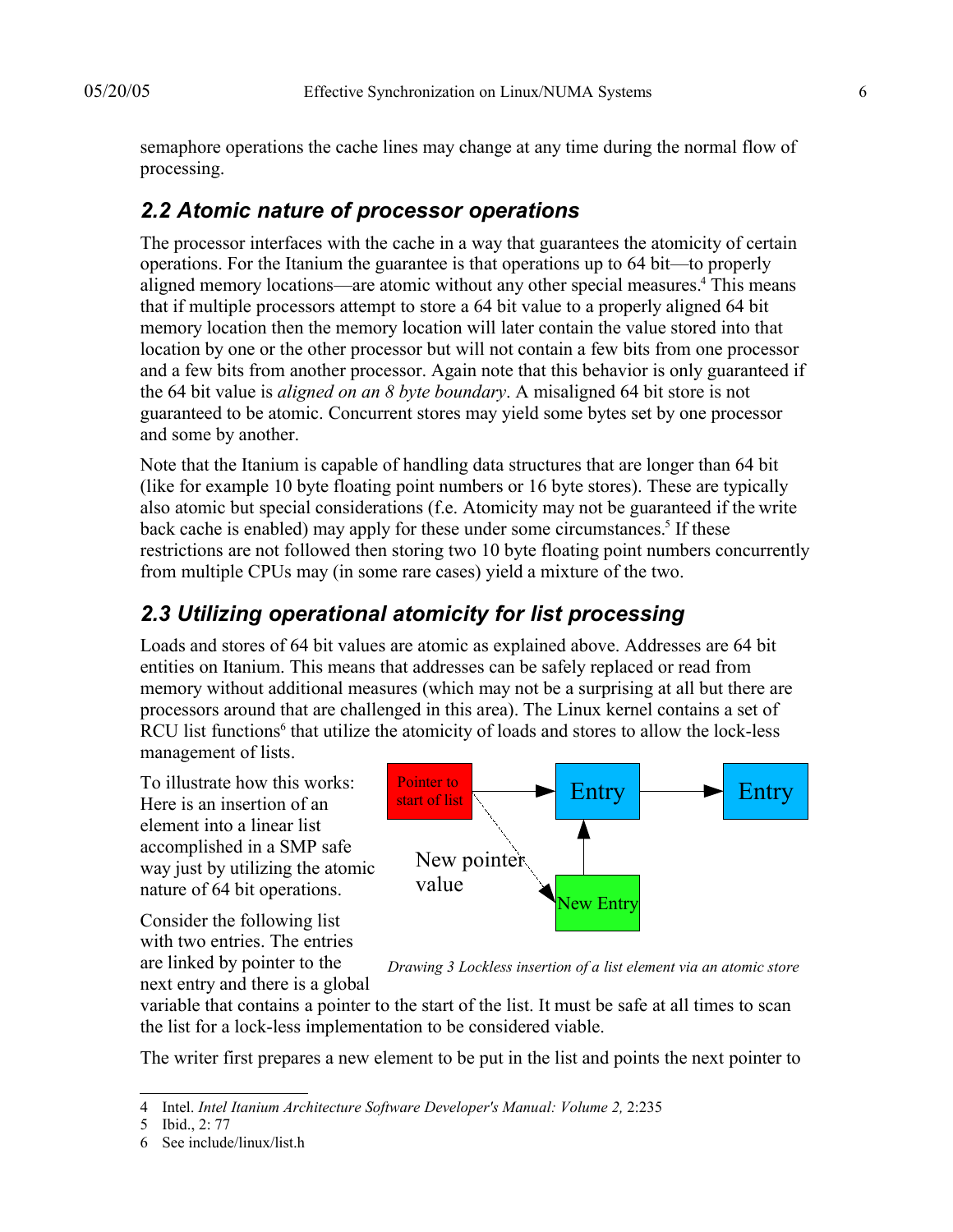semaphore operations the cache lines may change at any time during the normal flow of processing.

## 2.2 Atomic nature of processor operations

The processor interfaces with the cache in a way that guarantees the atomicity of certain operations. For the Itanium the guarantee is that operations up to 64 bit—to properly aligned memory locations—are atomic without any other special measures.[4] This means that if multiple processors attempt to store a 64 bit value to a properly aligned 64 bit memory location then the memory location will later contain the value stored into that location by one or the other processor but will not contain a few bits from one processor and a few bits from another processor. Again note that this behavior is only guaranteed if the 64 bit value is *aligned on an 8 byte boundary*. A misaligned 64 bit store is not guaranteed to be atomic. Concurrent stores may yield some bytes set by one processor and some by another.

Note that the Itanium is capable of handling data structures that are longer than 64 bit (like for example 10 byte floating point numbers or 16 byte stores). These are typically also atomic but special considerations (f.e. Atomicity may not be guaranteed if the write back cache is enabled) may apply for these under some circumstances.[5] If these restrictions are not followed then storing two 10 byte floating point numbers concurrently from multiple CPUs may (in some rare cases) yield a mixture of the two.

## 2.3 Utilizing operational atomicity for list processing

Loads and stores of 64 bit values are atomic as explained above. Addresses are 64 bit entities on Itanium. This means that addresses can be safely replaced or read from memory without additional measures (which may not be a surprising at all but there are processors around that are challenged in this area). The Linux kernel contains a set of RCU list functions[6] that utilize the atomicity of loads and stores to allow the lock-less management of lists.

To illustrate how this works: Here is an insertion of an element into a linear list accomplished in a SMP safe way just by utilizing the atomic nature of 64 bit operations.

Pointer to start of list → Entry → Entry; New pointer value → New Entry → Entry

*Drawing 3 Lockless insertion of a list element via an atomic store*

Consider the following list with two entries. The entries are linked by pointer to the next entry and there is a global variable that contains a pointer to the start of the list. It must be safe at all times to scan the list for a lock-less implementation to be considered viable.

The writer first prepares a new element to be put in the list and points the next pointer to

---

4 Intel. *Intel Itanium Architecture Software Developer's Manual: Volume 2,* 2:235

5 Ibid., 2: 77

6 See include/linux/list.h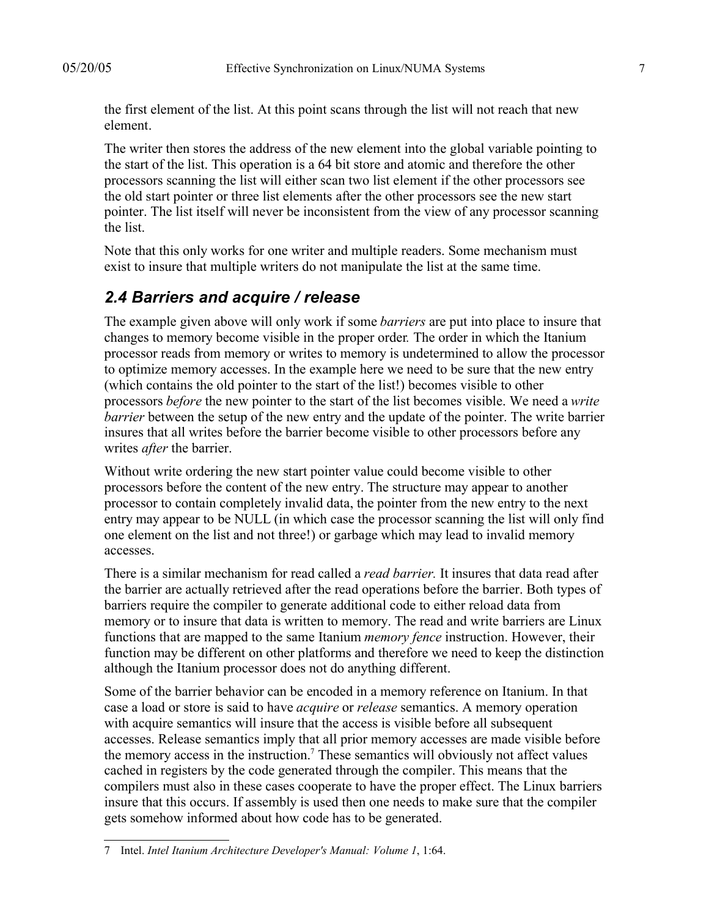the first element of the list. At this point scans through the list will not reach that new element.

The writer then stores the address of the new element into the global variable pointing to the start of the list. This operation is a 64 bit store and atomic and therefore the other processors scanning the list will either scan two list element if the other processors see the old start pointer or three list elements after the other processors see the new start pointer. The list itself will never be inconsistent from the view of any processor scanning the list.

Note that this only works for one writer and multiple readers. Some mechanism must exist to insure that multiple writers do not manipulate the list at the same time.

## *2.4 Barriers and acquire / release*

The example given above will only work if some *barriers* are put into place to insure that changes to memory become visible in the proper order. The order in which the Itanium processor reads from memory or writes to memory is undetermined to allow the processor to optimize memory accesses. In the example here we need to be sure that the new entry (which contains the old pointer to the start of the list!) becomes visible to other processors *before* the new pointer to the start of the list becomes visible. We need a *write barrier* between the setup of the new entry and the update of the pointer. The write barrier insures that all writes before the barrier become visible to other processors before any writes *after* the barrier.

Without write ordering the new start pointer value could become visible to other processors before the content of the new entry. The structure may appear to another processor to contain completely invalid data, the pointer from the new entry to the next entry may appear to be NULL (in which case the processor scanning the list will only find one element on the list and not three!) or garbage which may lead to invalid memory accesses.

There is a similar mechanism for read called a *read barrier.* It insures that data read after the barrier are actually retrieved after the read operations before the barrier. Both types of barriers require the compiler to generate additional code to either reload data from memory or to insure that data is written to memory. The read and write barriers are Linux functions that are mapped to the same Itanium *memory fence* instruction. However, their function may be different on other platforms and therefore we need to keep the distinction although the Itanium processor does not do anything different.

Some of the barrier behavior can be encoded in a memory reference on Itanium. In that case a load or store is said to have *acquire* or *release* semantics. A memory operation with acquire semantics will insure that the access is visible before all subsequent accesses. Release semantics imply that all prior memory accesses are made visible before the memory access in the instruction.[7] These semantics will obviously not affect values cached in registers by the code generated through the compiler. This means that the compilers must also in these cases cooperate to have the proper effect. The Linux barriers insure that this occurs. If assembly is used then one needs to make sure that the compiler gets somehow informed about how code has to be generated.

---

7 Intel. *Intel Itanium Architecture Developer's Manual: Volume 1*, 1:64.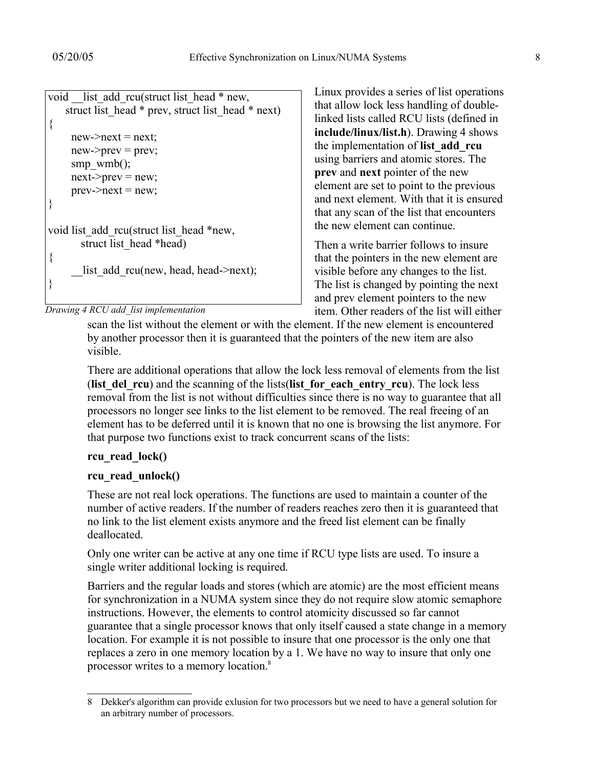```
void __list_add_rcu(struct list_head * new,
    struct list_head * prev, struct list_head * next)
{
      new->next = next;
      new->prev = prev;
      smp_wmb();
      next->prev = new;
      prev->next = new;
}

void list_add_rcu(struct list_head *new,
        struct list_head *head)
{
      __list_add_rcu(new, head, head->next);
}
```

*Drawing 4 RCU add_list implementation*

Linux provides a series of list operations that allow lock less handling of double-linked lists called RCU lists (defined in **include/linux/list.h**). Drawing 4 shows the implementation of **list_add_rcu** using barriers and atomic stores. The **prev** and **next** pointer of the new element are set to point to the previous and next element. With that it is ensured that any scan of the list that encounters the new element can continue.

Then a write barrier follows to insure that the pointers in the new element are visible before any changes to the list. The list is changed by pointing the next and prev element pointers to the new item. Other readers of the list will either scan the list without the element or with the element. If the new element is encountered by another processor then it is guaranteed that the pointers of the new item are also visible.

There are additional operations that allow the lock less removal of elements from the list (**list_del_rcu**) and the scanning of the lists(**list_for_each_entry_rcu**). The lock less removal from the list is not without difficulties since there is no way to guarantee that all processors no longer see links to the list element to be removed. The real freeing of an element has to be deferred until it is known that no one is browsing the list anymore. For that purpose two functions exist to track concurrent scans of the lists:

**rcu_read_lock()**

**rcu_read_unlock()**

These are not real lock operations. The functions are used to maintain a counter of the number of active readers. If the number of readers reaches zero then it is guaranteed that no link to the list element exists anymore and the freed list element can be finally deallocated.

Only one writer can be active at any one time if RCU type lists are used. To insure a single writer additional locking is required.

Barriers and the regular loads and stores (which are atomic) are the most efficient means for synchronization in a NUMA system since they do not require slow atomic semaphore instructions. However, the elements to control atomicity discussed so far cannot guarantee that a single processor knows that only itself caused a state change in a memory location. For example it is not possible to insure that one processor is the only one that replaces a zero in one memory location by a 1. We have no way to insure that only one processor writes to a memory location.[8]

---

[8] Dekker's algorithm can provide exlusion for two processors but we need to have a general solution for an arbitrary number of processors.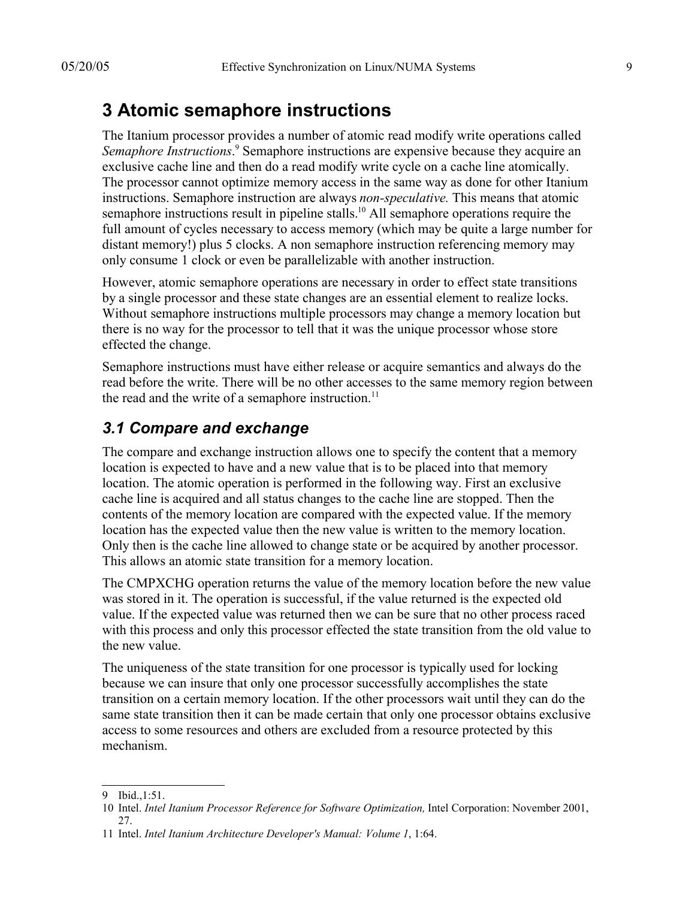# 3 Atomic semaphore instructions

The Itanium processor provides a number of atomic read modify write operations called *Semaphore Instructions*.[9] Semaphore instructions are expensive because they acquire an exclusive cache line and then do a read modify write cycle on a cache line atomically. The processor cannot optimize memory access in the same way as done for other Itanium instructions. Semaphore instruction are always *non-speculative.* This means that atomic semaphore instructions result in pipeline stalls.[10] All semaphore operations require the full amount of cycles necessary to access memory (which may be quite a large number for distant memory!) plus 5 clocks. A non semaphore instruction referencing memory may only consume 1 clock or even be parallelizable with another instruction.

However, atomic semaphore operations are necessary in order to effect state transitions by a single processor and these state changes are an essential element to realize locks. Without semaphore instructions multiple processors may change a memory location but there is no way for the processor to tell that it was the unique processor whose store effected the change.

Semaphore instructions must have either release or acquire semantics and always do the read before the write. There will be no other accesses to the same memory region between the read and the write of a semaphore instruction.[11]

## *3.1 Compare and exchange*

The compare and exchange instruction allows one to specify the content that a memory location is expected to have and a new value that is to be placed into that memory location. The atomic operation is performed in the following way. First an exclusive cache line is acquired and all status changes to the cache line are stopped. Then the contents of the memory location are compared with the expected value. If the memory location has the expected value then the new value is written to the memory location. Only then is the cache line allowed to change state or be acquired by another processor. This allows an atomic state transition for a memory location.

The CMPXCHG operation returns the value of the memory location before the new value was stored in it. The operation is successful, if the value returned is the expected old value. If the expected value was returned then we can be sure that no other process raced with this process and only this processor effected the state transition from the old value to the new value.

The uniqueness of the state transition for one processor is typically used for locking because we can insure that only one processor successfully accomplishes the state transition on a certain memory location. If the other processors wait until they can do the same state transition then it can be made certain that only one processor obtains exclusive access to some resources and others are excluded from a resource protected by this mechanism.

---

9 Ibid.,1:51.

10 Intel. *Intel Itanium Processor Reference for Software Optimization,* Intel Corporation: November 2001, 27.

11 Intel. *Intel Itanium Architecture Developer's Manual: Volume 1*, 1:64.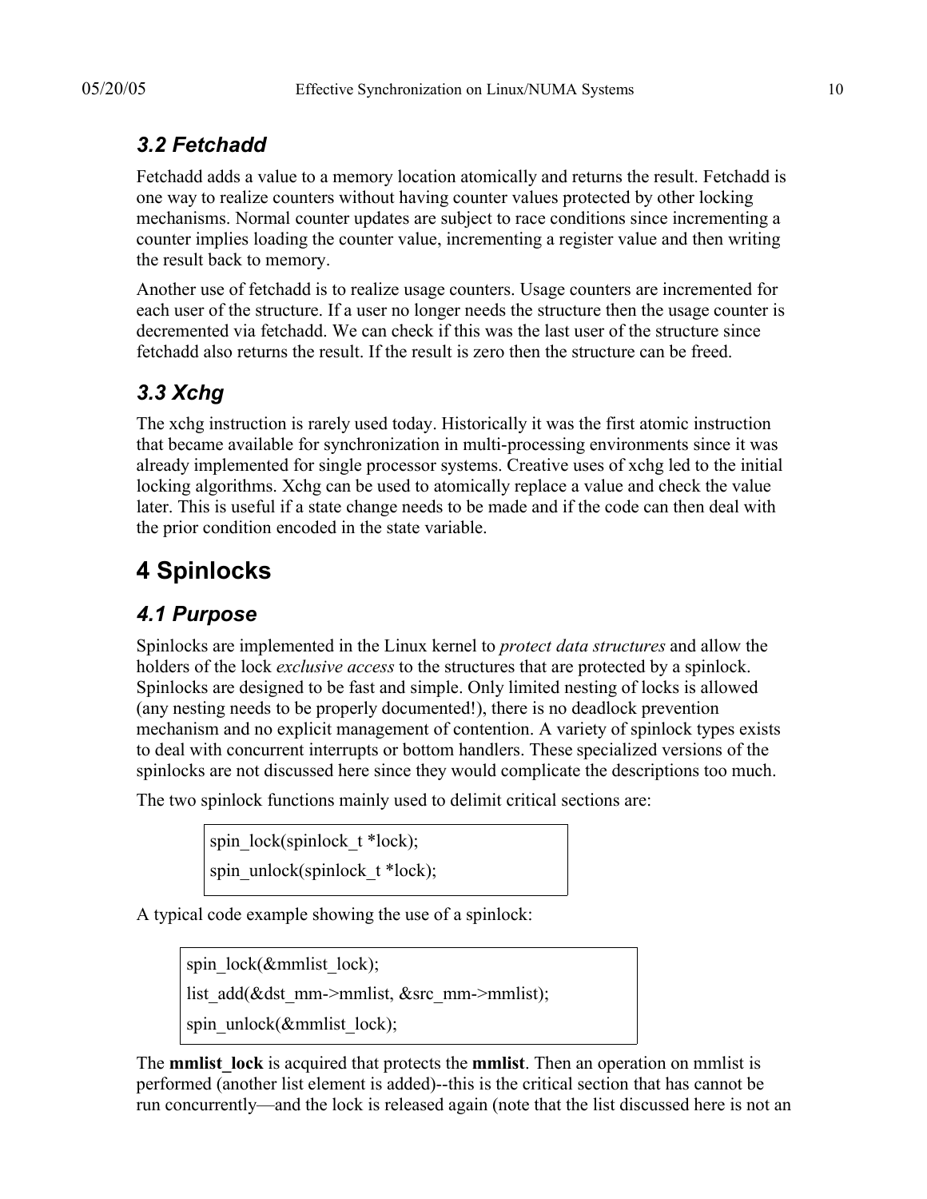### 3.2 Fetchadd

Fetchadd adds a value to a memory location atomically and returns the result. Fetchadd is one way to realize counters without having counter values protected by other locking mechanisms. Normal counter updates are subject to race conditions since incrementing a counter implies loading the counter value, incrementing a register value and then writing the result back to memory.

Another use of fetchadd is to realize usage counters. Usage counters are incremented for each user of the structure. If a user no longer needs the structure then the usage counter is decremented via fetchadd. We can check if this was the last user of the structure since fetchadd also returns the result. If the result is zero then the structure can be freed.

### 3.3 Xchg

The xchg instruction is rarely used today. Historically it was the first atomic instruction that became available for synchronization in multi-processing environments since it was already implemented for single processor systems. Creative uses of xchg led to the initial locking algorithms. Xchg can be used to atomically replace a value and check the value later. This is useful if a state change needs to be made and if the code can then deal with the prior condition encoded in the state variable.

## 4 Spinlocks

### 4.1 Purpose

Spinlocks are implemented in the Linux kernel to *protect data structures* and allow the holders of the lock *exclusive access* to the structures that are protected by a spinlock. Spinlocks are designed to be fast and simple. Only limited nesting of locks is allowed (any nesting needs to be properly documented!), there is no deadlock prevention mechanism and no explicit management of contention. A variety of spinlock types exists to deal with concurrent interrupts or bottom handlers. These specialized versions of the spinlocks are not discussed here since they would complicate the descriptions too much.

The two spinlock functions mainly used to delimit critical sections are:

```
spin_lock(spinlock_t *lock);
spin_unlock(spinlock_t *lock);
```

A typical code example showing the use of a spinlock:

```
spin_lock(&mmlist_lock);
list_add(&dst_mm->mmlist, &src_mm->mmlist);
spin_unlock(&mmlist_lock);
```

The **mmlist_lock** is acquired that protects the **mmlist**. Then an operation on mmlist is performed (another list element is added)--this is the critical section that has cannot be run concurrently—and the lock is released again (note that the list discussed here is not an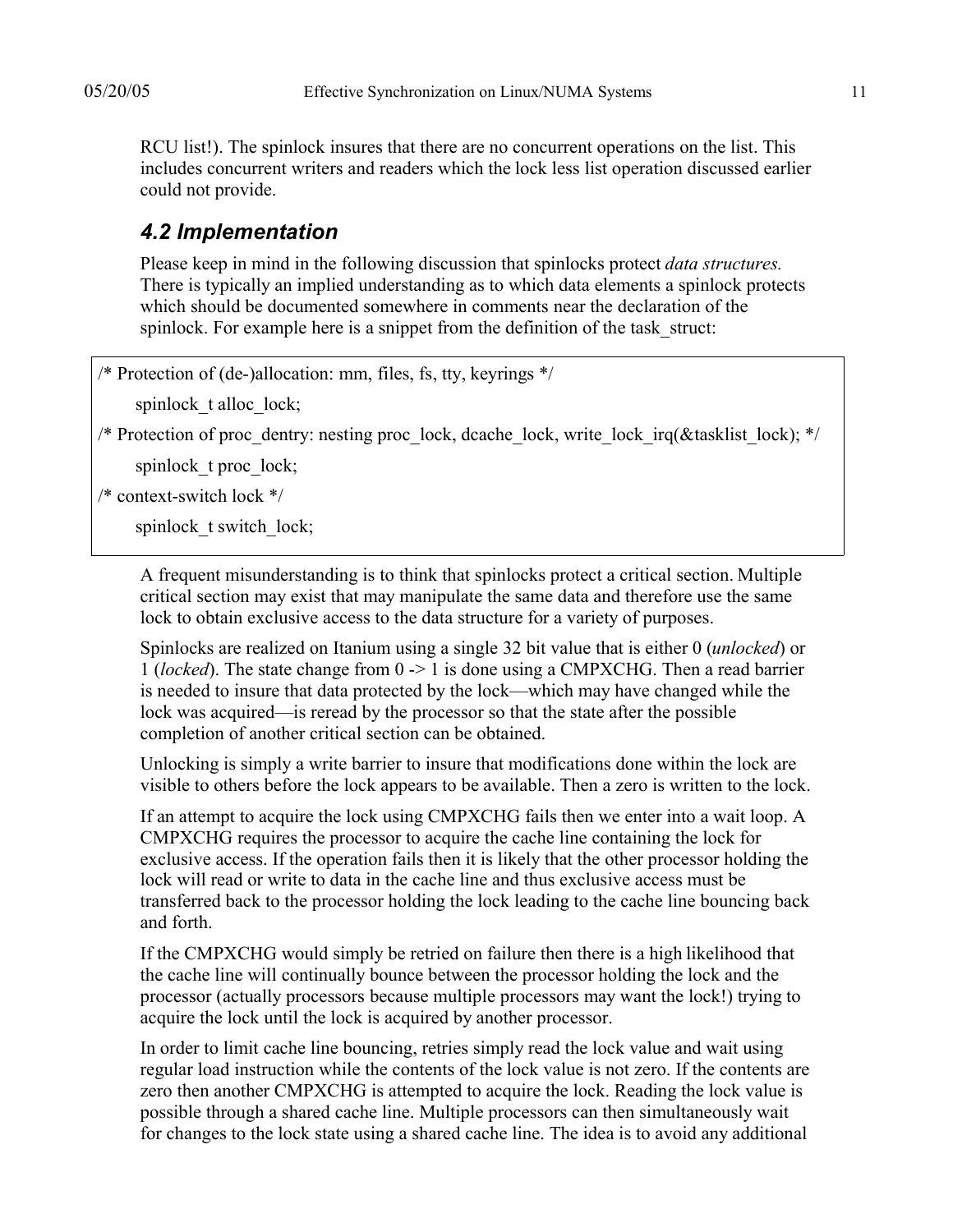RCU list!). The spinlock insures that there are no concurrent operations on the list. This includes concurrent writers and readers which the lock less list operation discussed earlier could not provide.

### *4.2 Implementation*

Please keep in mind in the following discussion that spinlocks protect *data structures.* There is typically an implied understanding as to which data elements a spinlock protects which should be documented somewhere in comments near the declaration of the spinlock. For example here is a snippet from the definition of the task_struct:

```
/* Protection of (de-)allocation: mm, files, fs, tty, keyrings */
    spinlock_t alloc_lock;
/* Protection of proc_dentry: nesting proc_lock, dcache_lock, write_lock_irq(&tasklist_lock); */
    spinlock_t proc_lock;
/* context-switch lock */
    spinlock_t switch_lock;
```

A frequent misunderstanding is to think that spinlocks protect a critical section. Multiple critical section may exist that may manipulate the same data and therefore use the same lock to obtain exclusive access to the data structure for a variety of purposes.

Spinlocks are realized on Itanium using a single 32 bit value that is either 0 (*unlocked*) or 1 (*locked*). The state change from 0 -> 1 is done using a CMPXCHG. Then a read barrier is needed to insure that data protected by the lock—which may have changed while the lock was acquired—is reread by the processor so that the state after the possible completion of another critical section can be obtained.

Unlocking is simply a write barrier to insure that modifications done within the lock are visible to others before the lock appears to be available. Then a zero is written to the lock.

If an attempt to acquire the lock using CMPXCHG fails then we enter into a wait loop. A CMPXCHG requires the processor to acquire the cache line containing the lock for exclusive access. If the operation fails then it is likely that the other processor holding the lock will read or write to data in the cache line and thus exclusive access must be transferred back to the processor holding the lock leading to the cache line bouncing back and forth.

If the CMPXCHG would simply be retried on failure then there is a high likelihood that the cache line will continually bounce between the processor holding the lock and the processor (actually processors because multiple processors may want the lock!) trying to acquire the lock until the lock is acquired by another processor.

In order to limit cache line bouncing, retries simply read the lock value and wait using regular load instruction while the contents of the lock value is not zero. If the contents are zero then another CMPXCHG is attempted to acquire the lock. Reading the lock value is possible through a shared cache line. Multiple processors can then simultaneously wait for changes to the lock state using a shared cache line. The idea is to avoid any additional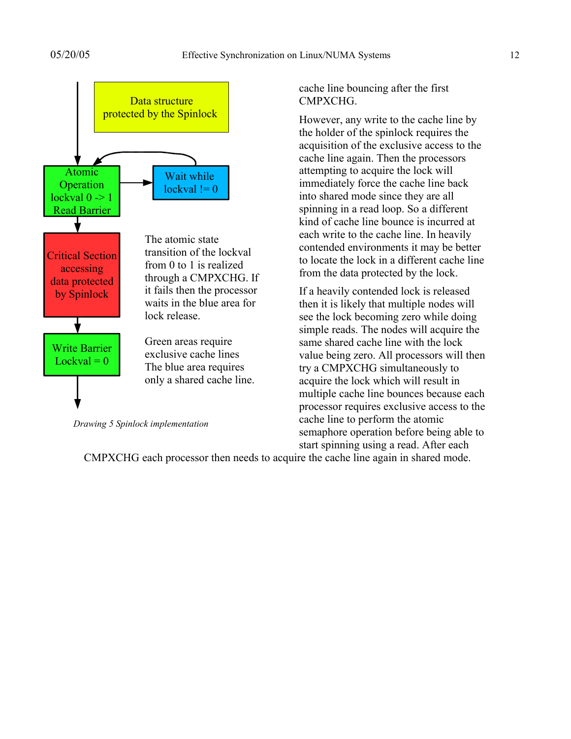Data structure protected by the Spinlock

Atomic Operation lockval 0 -> 1 Read Barrier

Wait while lockval != 0

Critical Section accessing data protected by Spinlock

Write Barrier Lockval = 0

The atomic state transition of the lockval from 0 to 1 is realized through a CMPXCHG. If it fails then the processor waits in the blue area for lock release.

Green areas require exclusive cache lines The blue area requires only a shared cache line.

*Drawing 5 Spinlock implementation*

cache line bouncing after the first CMPXCHG.

However, any write to the cache line by the holder of the spinlock requires the acquisition of the exclusive access to the cache line again. Then the processors attempting to acquire the lock will immediately force the cache line back into shared mode since they are all spinning in a read loop. So a different kind of cache line bounce is incurred at each write to the cache line. In heavily contended environments it may be better to locate the lock in a different cache line from the data protected by the lock.

If a heavily contended lock is released then it is likely that multiple nodes will see the lock becoming zero while doing simple reads. The nodes will acquire the same shared cache line with the lock value being zero. All processors will then try a CMPXCHG simultaneously to acquire the lock which will result in multiple cache line bounces because each processor requires exclusive access to the cache line to perform the atomic semaphore operation before being able to start spinning using a read. After each CMPXCHG each processor then needs to acquire the cache line again in shared mode.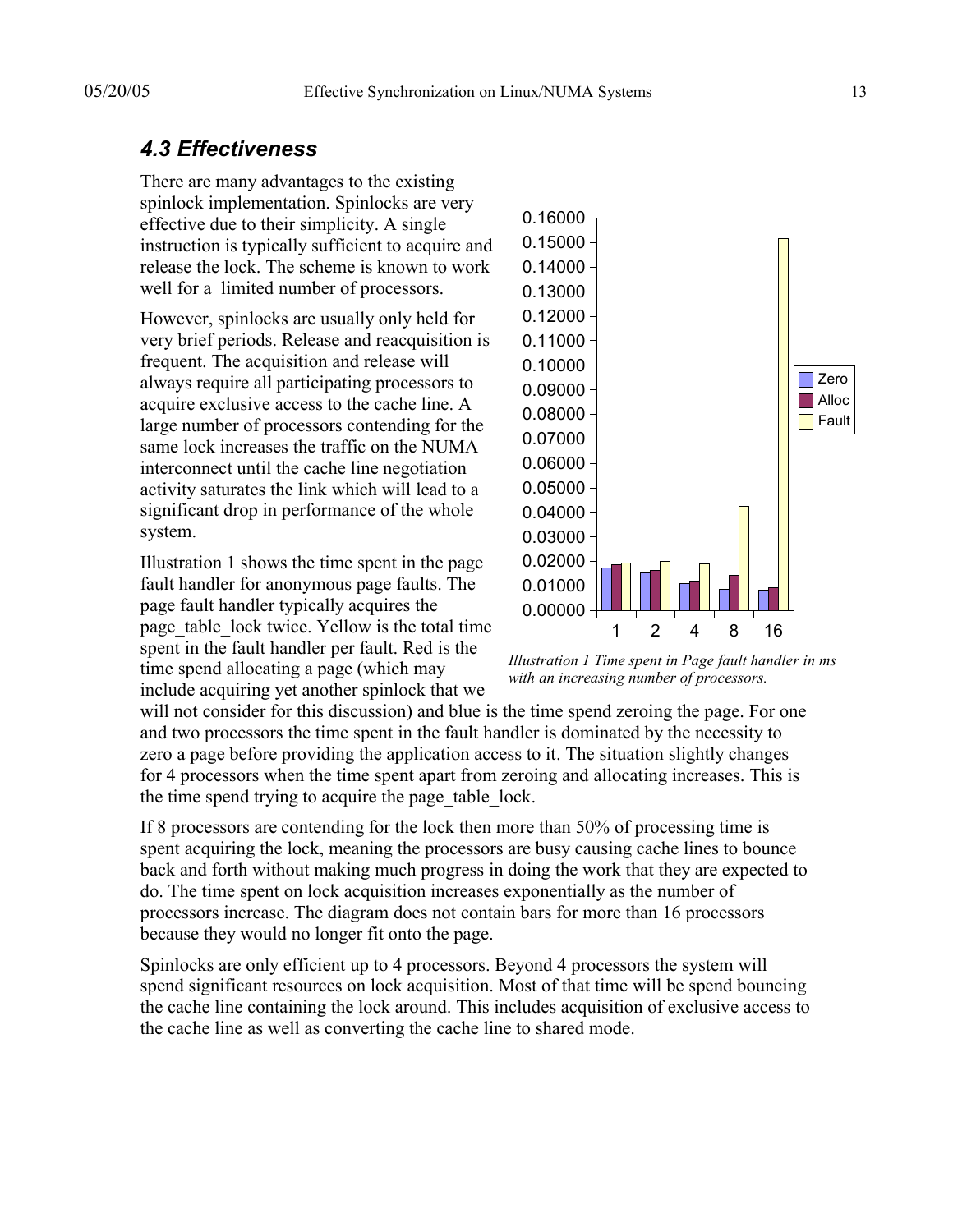### *4.3 Effectiveness*

There are many advantages to the existing spinlock implementation. Spinlocks are very effective due to their simplicity. A single instruction is typically sufficient to acquire and release the lock. The scheme is known to work well for a limited number of processors.

However, spinlocks are usually only held for very brief periods. Release and reacquisition is frequent. The acquisition and release will always require all participating processors to acquire exclusive access to the cache line. A large number of processors contending for the same lock increases the traffic on the NUMA interconnect until the cache line negotiation activity saturates the link which will lead to a significant drop in performance of the whole system.

*Illustration 1 Time spent in Page fault handler in ms with an increasing number of processors.*

Illustration 1 shows the time spent in the page fault handler for anonymous page faults. The page fault handler typically acquires the page_table_lock twice. Yellow is the total time spent in the fault handler per fault. Red is the time spend allocating a page (which may include acquiring yet another spinlock that we will not consider for this discussion) and blue is the time spend zeroing the page. For one and two processors the time spent in the fault handler is dominated by the necessity to zero a page before providing the application access to it. The situation slightly changes for 4 processors when the time spent apart from zeroing and allocating increases. This is the time spend trying to acquire the page_table_lock.

If 8 processors are contending for the lock then more than 50% of processing time is spent acquiring the lock, meaning the processors are busy causing cache lines to bounce back and forth without making much progress in doing the work that they are expected to do. The time spent on lock acquisition increases exponentially as the number of processors increase. The diagram does not contain bars for more than 16 processors because they would no longer fit onto the page.

Spinlocks are only efficient up to 4 processors. Beyond 4 processors the system will spend significant resources on lock acquisition. Most of that time will be spend bouncing the cache line containing the lock around. This includes acquisition of exclusive access to the cache line as well as converting the cache line to shared mode.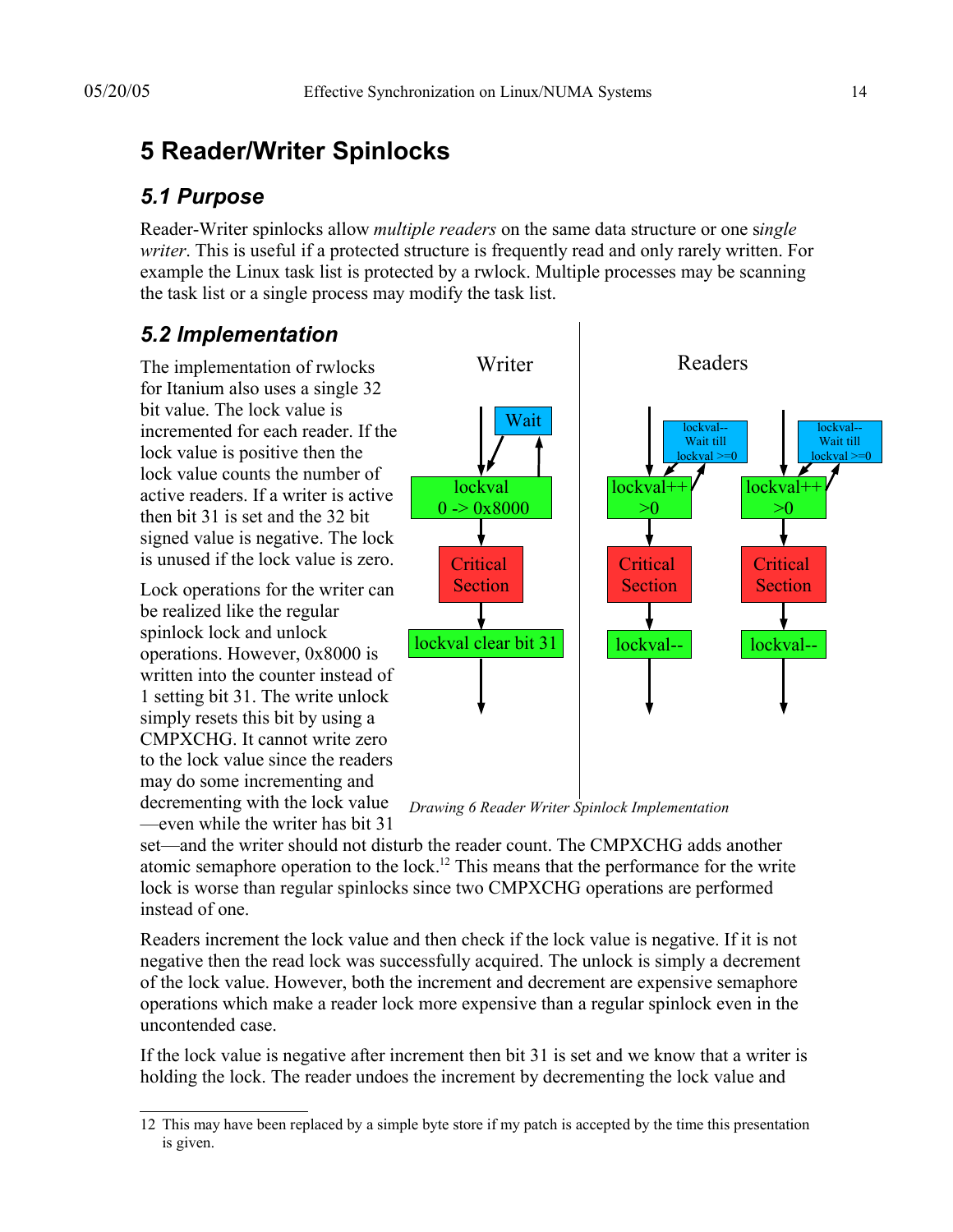# 5 Reader/Writer Spinlocks

## 5.1 Purpose

Reader-Writer spinlocks allow *multiple readers* on the same data structure or one *single writer*. This is useful if a protected structure is frequently read and only rarely written. For example the Linux task list is protected by a rwlock. Multiple processes may be scanning the task list or a single process may modify the task list.

## 5.2 Implementation

The implementation of rwlocks for Itanium also uses a single 32 bit value. The lock value is incremented for each reader. If the lock value is positive then the lock value counts the number of active readers. If a writer is active then bit 31 is set and the 32 bit signed value is negative. The lock is unused if the lock value is zero.

Lock operations for the writer can be realized like the regular spinlock lock and unlock operations. However, 0x8000 is written into the counter instead of 1 setting bit 31. The write unlock simply resets this bit by using a CMPXCHG. It cannot write zero to the lock value since the readers may do some incrementing and decrementing with the lock value—even while the writer has bit 31 set—and the writer should not disturb the reader count. The CMPXCHG adds another atomic semaphore operation to the lock.[12] This means that the performance for the write lock is worse than regular spinlocks since two CMPXCHG operations are performed instead of one.

*Drawing 6 Reader Writer Spinlock Implementation*

Readers increment the lock value and then check if the lock value is negative. If it is not negative then the read lock was successfully acquired. The unlock is simply a decrement of the lock value. However, both the increment and decrement are expensive semaphore operations which make a reader lock more expensive than a regular spinlock even in the uncontended case.

If the lock value is negative after increment then bit 31 is set and we know that a writer is holding the lock. The reader undoes the increment by decrementing the lock value and

12 This may have been replaced by a simple byte store if my patch is accepted by the time this presentation is given.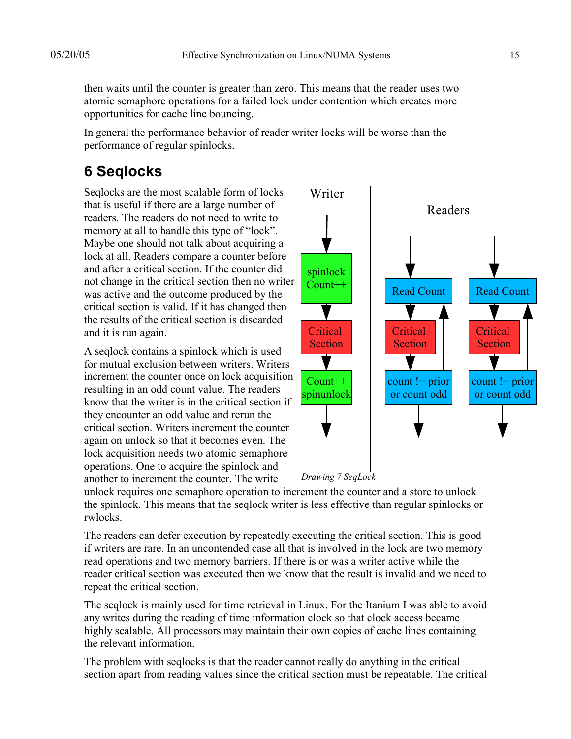then waits until the counter is greater than zero. This means that the reader uses two atomic semaphore operations for a failed lock under contention which creates more opportunities for cache line bouncing.

In general the performance behavior of reader writer locks will be worse than the performance of regular spinlocks.

# 6 Seqlocks

Seqlocks are the most scalable form of locks that is useful if there are a large number of readers. The readers do not need to write to memory at all to handle this type of "lock". Maybe one should not talk about acquiring a lock at all. Readers compare a counter before and after a critical section. If the counter did not change in the critical section then no writer was active and the outcome produced by the critical section is valid. If it has changed then the results of the critical section is discarded and it is run again.

A seqlock contains a spinlock which is used for mutual exclusion between writers. Writers increment the counter once on lock acquisition resulting in an odd count value. The readers know that the writer is in the critical section if they encounter an odd value and rerun the critical section. Writers increment the counter again on unlock so that it becomes even. The lock acquisition needs two atomic semaphore operations. One to acquire the spinlock and another to increment the counter. The write unlock requires one semaphore operation to increment the counter and a store to unlock the spinlock. This means that the seqlock writer is less effective than regular spinlocks or rwlocks.

Writer: spinlock Count++ → Critical Section → Count++ spinunlock

Readers: Read Count → Critical Section → count != prior or count odd (loop back to Read Count)

*Drawing 7 SeqLock*

The readers can defer execution by repeatedly executing the critical section. This is good if writers are rare. In an uncontended case all that is involved in the lock are two memory read operations and two memory barriers. If there is or was a writer active while the reader critical section was executed then we know that the result is invalid and we need to repeat the critical section.

The seqlock is mainly used for time retrieval in Linux. For the Itanium I was able to avoid any writes during the reading of time information clock so that clock access became highly scalable. All processors may maintain their own copies of cache lines containing the relevant information.

The problem with seqlocks is that the reader cannot really do anything in the critical section apart from reading values since the critical section must be repeatable. The critical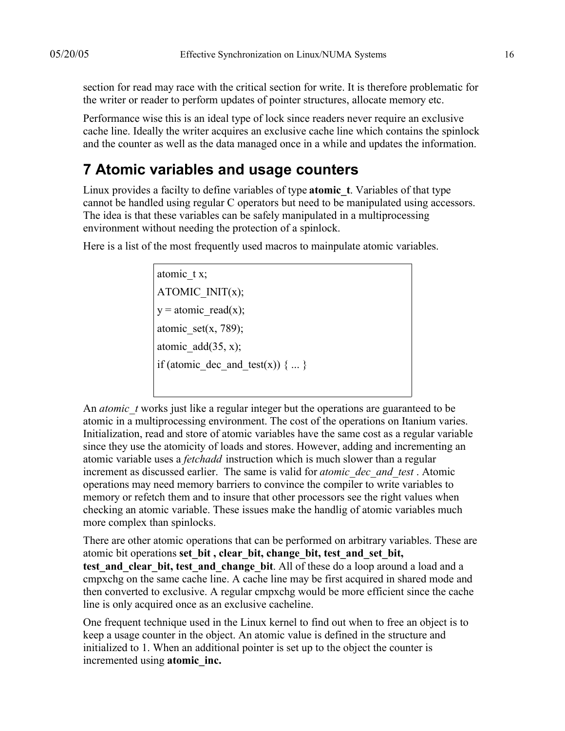section for read may race with the critical section for write. It is therefore problematic for the writer or reader to perform updates of pointer structures, allocate memory etc.

Performance wise this is an ideal type of lock since readers never require an exclusive cache line. Ideally the writer acquires an exclusive cache line which contains the spinlock and the counter as well as the data managed once in a while and updates the information.

# 7 Atomic variables and usage counters

Linux provides a facilty to define variables of type **atomic_t**. Variables of that type cannot be handled using regular C operators but need to be manipulated using accessors. The idea is that these variables can be safely manipulated in a multiprocessing environment without needing the protection of a spinlock.

Here is a list of the most frequently used macros to mainpulate atomic variables.

```
atomic_t x;
ATOMIC_INIT(x);
y = atomic_read(x);
atomic_set(x, 789);
atomic_add(35, x);
if (atomic_dec_and_test(x)) { ... }
```

An *atomic_t* works just like a regular integer but the operations are guaranteed to be atomic in a multiprocessing environment. The cost of the operations on Itanium varies. Initialization, read and store of atomic variables have the same cost as a regular variable since they use the atomicity of loads and stores. However, adding and incrementing an atomic variable uses a *fetchadd* instruction which is much slower than a regular increment as discussed earlier. The same is valid for *atomic_dec_and_test* . Atomic operations may need memory barriers to convince the compiler to write variables to memory or refetch them and to insure that other processors see the right values when checking an atomic variable. These issues make the handlig of atomic variables much more complex than spinlocks.

There are other atomic operations that can be performed on arbitrary variables. These are atomic bit operations **set_bit , clear_bit, change_bit, test_and_set_bit, test_and_clear_bit, test_and_change_bit**. All of these do a loop around a load and a cmpxchg on the same cache line. A cache line may be first acquired in shared mode and then converted to exclusive. A regular cmpxchg would be more efficient since the cache line is only acquired once as an exclusive cacheline.

One frequent technique used in the Linux kernel to find out when to free an object is to keep a usage counter in the object. An atomic value is defined in the structure and initialized to 1. When an additional pointer is set up to the object the counter is incremented using **atomic_inc.**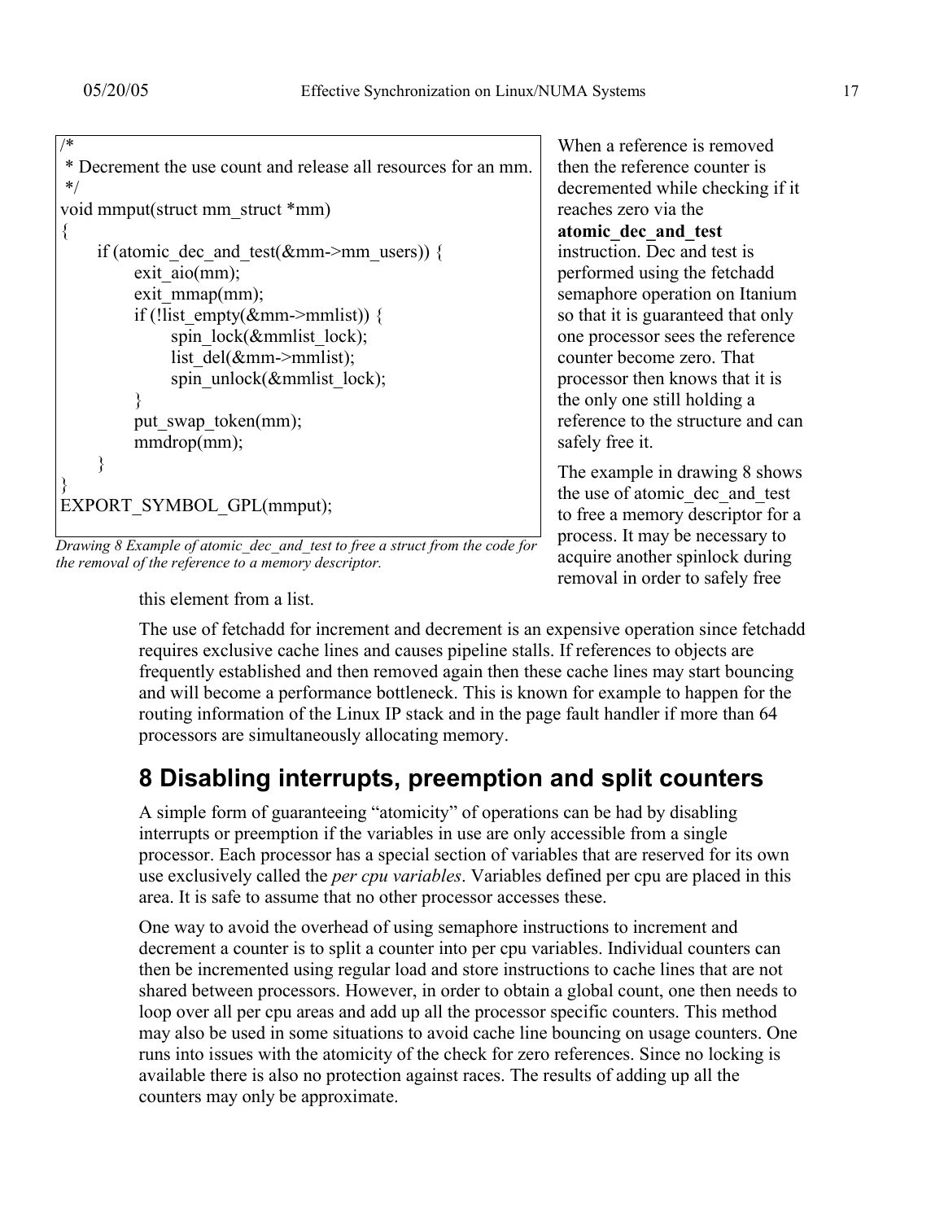```
/*
 * Decrement the use count and release all resources for an mm.
 */
void mmput(struct mm_struct *mm)
{
      if (atomic_dec_and_test(&mm->mm_users)) {
            exit_aio(mm);
            exit_mmap(mm);
            if (!list_empty(&mm->mmlist)) {
                  spin_lock(&mmlist_lock);
                  list_del(&mm->mmlist);
                  spin_unlock(&mmlist_lock);
            }
            put_swap_token(mm);
            mmdrop(mm);
      }
}
EXPORT_SYMBOL_GPL(mmput);
```

*Drawing 8 Example of atomic_dec_and_test to free a struct from the code for the removal of the reference to a memory descriptor.*

When a reference is removed then the reference counter is decremented while checking if it reaches zero via the **atomic_dec_and_test** instruction. Dec and test is performed using the fetchadd semaphore operation on Itanium so that it is guaranteed that only one processor sees the reference counter become zero. That processor then knows that it is the only one still holding a reference to the structure and can safely free it.

The example in drawing 8 shows the use of atomic_dec_and_test to free a memory descriptor for a process. It may be necessary to acquire another spinlock during removal in order to safely free this element from a list.

The use of fetchadd for increment and decrement is an expensive operation since fetchadd requires exclusive cache lines and causes pipeline stalls. If references to objects are frequently established and then removed again then these cache lines may start bouncing and will become a performance bottleneck. This is known for example to happen for the routing information of the Linux IP stack and in the page fault handler if more than 64 processors are simultaneously allocating memory.

# 8 Disabling interrupts, preemption and split counters

A simple form of guaranteeing "atomicity" of operations can be had by disabling interrupts or preemption if the variables in use are only accessible from a single processor. Each processor has a special section of variables that are reserved for its own use exclusively called the *per cpu variables*. Variables defined per cpu are placed in this area. It is safe to assume that no other processor accesses these.

One way to avoid the overhead of using semaphore instructions to increment and decrement a counter is to split a counter into per cpu variables. Individual counters can then be incremented using regular load and store instructions to cache lines that are not shared between processors. However, in order to obtain a global count, one then needs to loop over all per cpu areas and add up all the processor specific counters. This method may also be used in some situations to avoid cache line bouncing on usage counters. One runs into issues with the atomicity of the check for zero references. Since no locking is available there is also no protection against races. The results of adding up all the counters may only be approximate.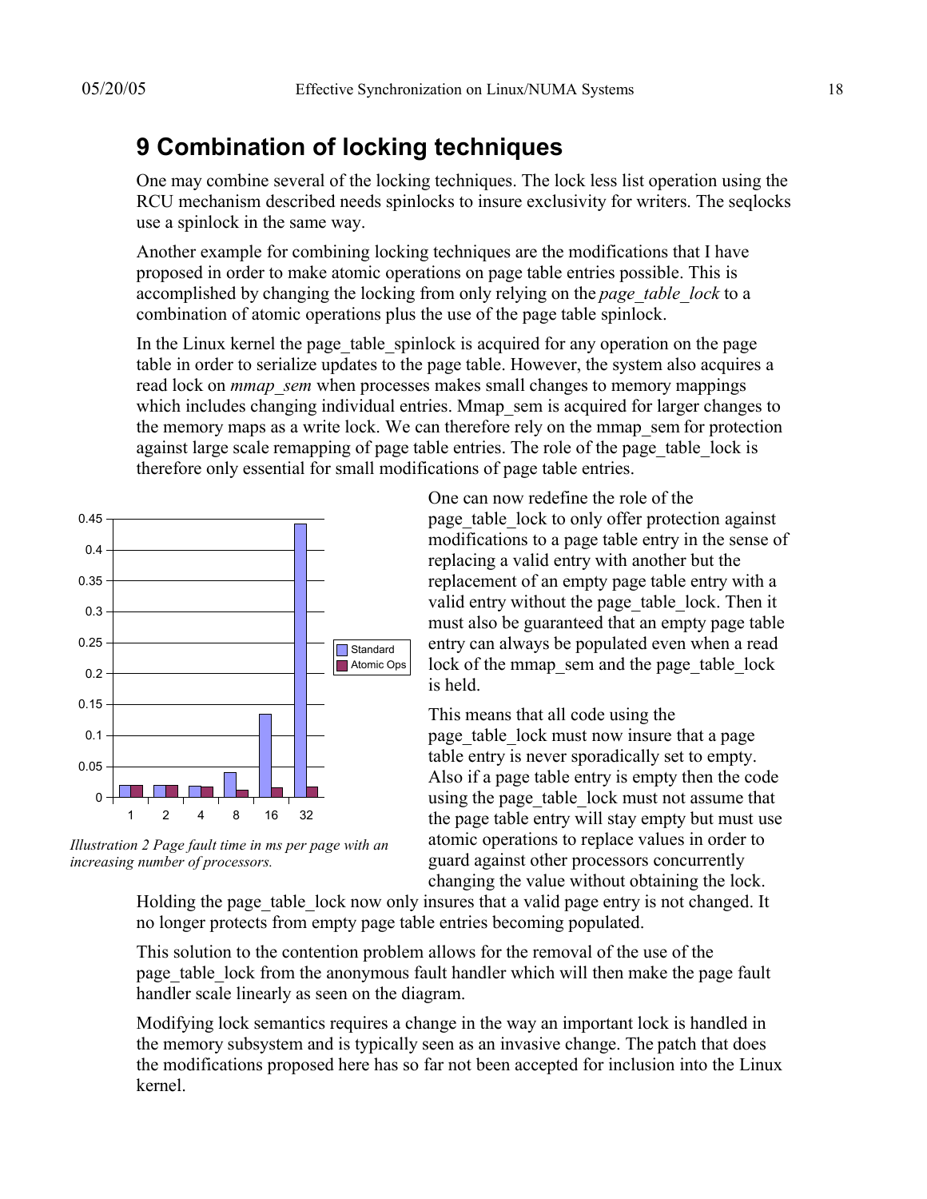# 9 Combination of locking techniques

One may combine several of the locking techniques. The lock less list operation using the RCU mechanism described needs spinlocks to insure exclusivity for writers. The seqlocks use a spinlock in the same way.

Another example for combining locking techniques are the modifications that I have proposed in order to make atomic operations on page table entries possible. This is accomplished by changing the locking from only relying on the *page_table_lock* to a combination of atomic operations plus the use of the page table spinlock.

In the Linux kernel the page_table_spinlock is acquired for any operation on the page table in order to serialize updates to the page table. However, the system also acquires a read lock on *mmap_sem* when processes makes small changes to memory mappings which includes changing individual entries. Mmap_sem is acquired for larger changes to the memory maps as a write lock. We can therefore rely on the mmap_sem for protection against large scale remapping of page table entries. The role of the page_table_lock is therefore only essential for small modifications of page table entries.

*Illustration 2 Page fault time in ms per page with an increasing number of processors.*

One can now redefine the role of the page_table_lock to only offer protection against modifications to a page table entry in the sense of replacing a valid entry with another but the replacement of an empty page table entry with a valid entry without the page_table_lock. Then it must also be guaranteed that an empty page table entry can always be populated even when a read lock of the mmap_sem and the page_table_lock is held.

This means that all code using the page_table_lock must now insure that a page table entry is never sporadically set to empty. Also if a page table entry is empty then the code using the page_table_lock must not assume that the page table entry will stay empty but must use atomic operations to replace values in order to guard against other processors concurrently changing the value without obtaining the lock. Holding the page_table_lock now only insures that a valid page entry is not changed. It no longer protects from empty page table entries becoming populated.

This solution to the contention problem allows for the removal of the use of the page_table_lock from the anonymous fault handler which will then make the page fault handler scale linearly as seen on the diagram.

Modifying lock semantics requires a change in the way an important lock is handled in the memory subsystem and is typically seen as an invasive change. The patch that does the modifications proposed here has so far not been accepted for inclusion into the Linux kernel.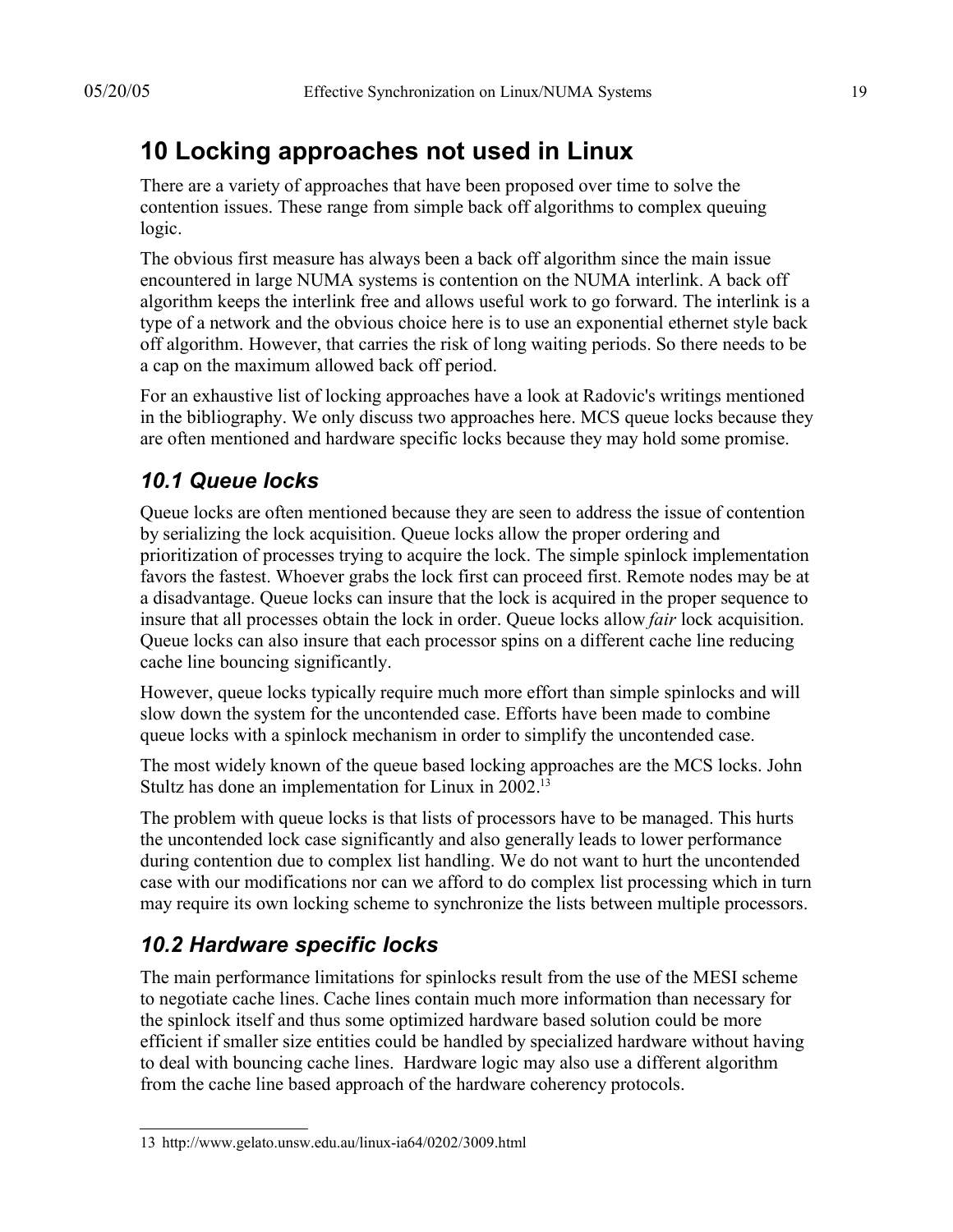# 10 Locking approaches not used in Linux

There are a variety of approaches that have been proposed over time to solve the contention issues. These range from simple back off algorithms to complex queuing logic.

The obvious first measure has always been a back off algorithm since the main issue encountered in large NUMA systems is contention on the NUMA interlink. A back off algorithm keeps the interlink free and allows useful work to go forward. The interlink is a type of a network and the obvious choice here is to use an exponential ethernet style back off algorithm. However, that carries the risk of long waiting periods. So there needs to be a cap on the maximum allowed back off period.

For an exhaustive list of locking approaches have a look at Radovic's writings mentioned in the bibliography. We only discuss two approaches here. MCS queue locks because they are often mentioned and hardware specific locks because they may hold some promise.

## 10.1 Queue locks

Queue locks are often mentioned because they are seen to address the issue of contention by serializing the lock acquisition. Queue locks allow the proper ordering and prioritization of processes trying to acquire the lock. The simple spinlock implementation favors the fastest. Whoever grabs the lock first can proceed first. Remote nodes may be at a disadvantage. Queue locks can insure that the lock is acquired in the proper sequence to insure that all processes obtain the lock in order. Queue locks allow *fair* lock acquisition. Queue locks can also insure that each processor spins on a different cache line reducing cache line bouncing significantly.

However, queue locks typically require much more effort than simple spinlocks and will slow down the system for the uncontended case. Efforts have been made to combine queue locks with a spinlock mechanism in order to simplify the uncontended case.

The most widely known of the queue based locking approaches are the MCS locks. John Stultz has done an implementation for Linux in 2002.[13]

The problem with queue locks is that lists of processors have to be managed. This hurts the uncontended lock case significantly and also generally leads to lower performance during contention due to complex list handling. We do not want to hurt the uncontended case with our modifications nor can we afford to do complex list processing which in turn may require its own locking scheme to synchronize the lists between multiple processors.

## 10.2 Hardware specific locks

The main performance limitations for spinlocks result from the use of the MESI scheme to negotiate cache lines. Cache lines contain much more information than necessary for the spinlock itself and thus some optimized hardware based solution could be more efficient if smaller size entities could be handled by specialized hardware without having to deal with bouncing cache lines. Hardware logic may also use a different algorithm from the cache line based approach of the hardware coherency protocols.

---

13 http://www.gelato.unsw.edu.au/linux-ia64/0202/3009.html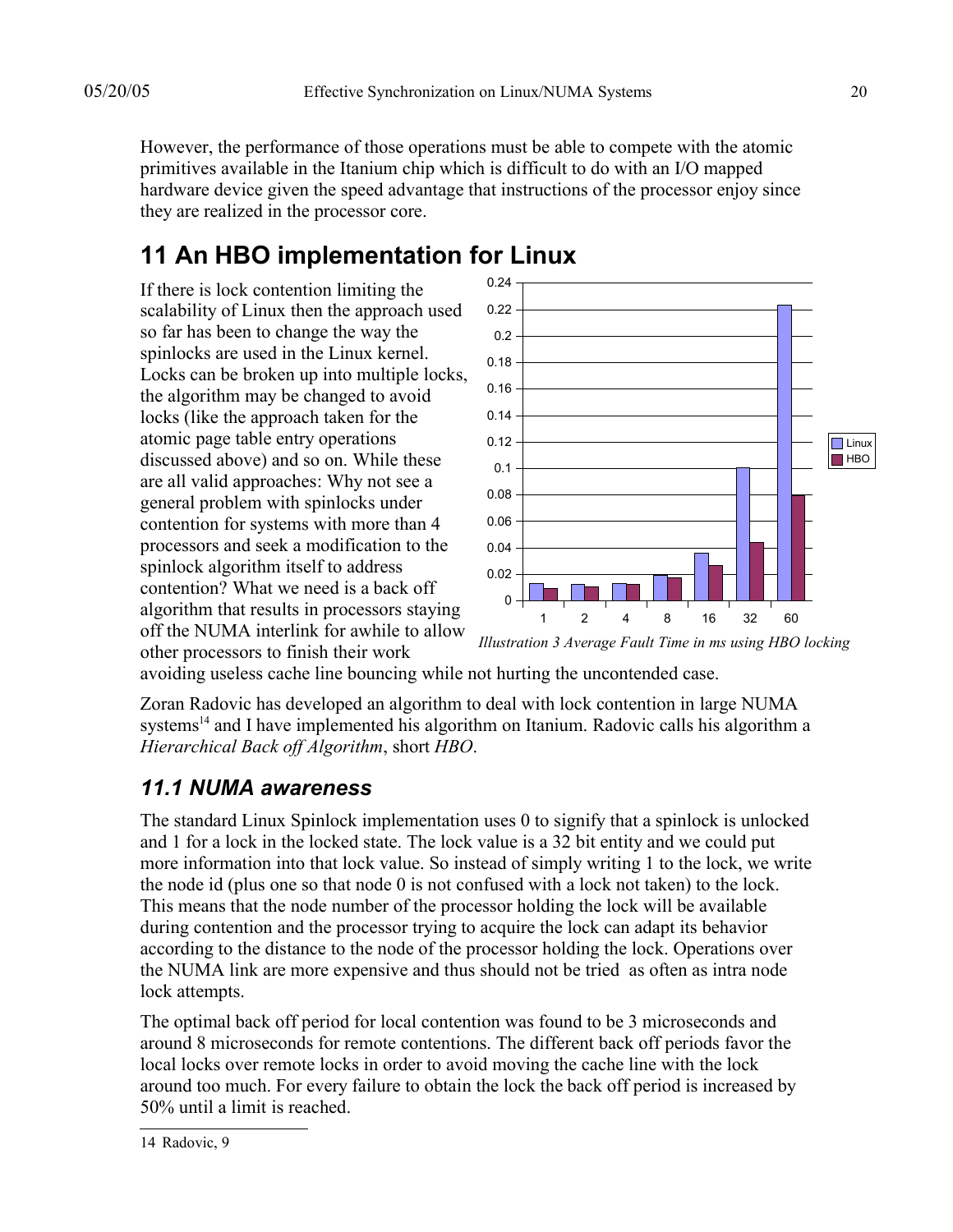However, the performance of those operations must be able to compete with the atomic primitives available in the Itanium chip which is difficult to do with an I/O mapped hardware device given the speed advantage that instructions of the processor enjoy since they are realized in the processor core.

# 11 An HBO implementation for Linux

If there is lock contention limiting the scalability of Linux then the approach used so far has been to change the way the spinlocks are used in the Linux kernel. Locks can be broken up into multiple locks, the algorithm may be changed to avoid locks (like the approach taken for the atomic page table entry operations discussed above) and so on. While these are all valid approaches: Why not see a general problem with spinlocks under contention for systems with more than 4 processors and seek a modification to the spinlock algorithm itself to address contention? What we need is a back off algorithm that results in processors staying off the NUMA interlink for awhile to allow other processors to finish their work avoiding useless cache line bouncing while not hurting the uncontended case.

*Illustration 3 Average Fault Time in ms using HBO locking*

Zoran Radovic has developed an algorithm to deal with lock contention in large NUMA systems[14] and I have implemented his algorithm on Itanium. Radovic calls his algorithm a *Hierarchical Back off Algorithm*, short *HBO*.

## *11.1 NUMA awareness*

The standard Linux Spinlock implementation uses 0 to signify that a spinlock is unlocked and 1 for a lock in the locked state. The lock value is a 32 bit entity and we could put more information into that lock value. So instead of simply writing 1 to the lock, we write the node id (plus one so that node 0 is not confused with a lock not taken) to the lock. This means that the node number of the processor holding the lock will be available during contention and the processor trying to acquire the lock can adapt its behavior according to the distance to the node of the processor holding the lock. Operations over the NUMA link are more expensive and thus should not be tried as often as intra node lock attempts.

The optimal back off period for local contention was found to be 3 microseconds and around 8 microseconds for remote contentions. The different back off periods favor the local locks over remote locks in order to avoid moving the cache line with the lock around too much. For every failure to obtain the lock the back off period is increased by 50% until a limit is reached.

14 Radovic, 9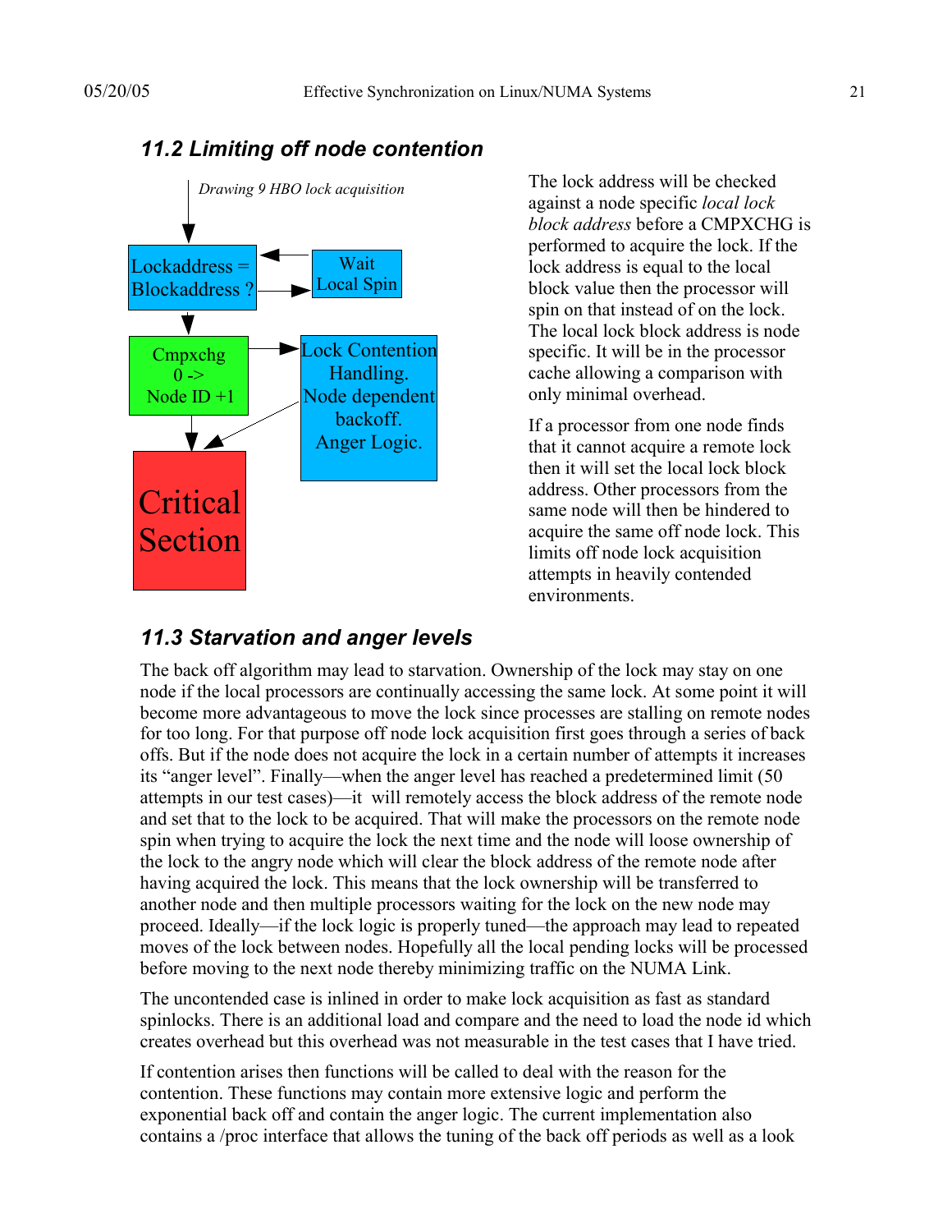### 11.2 Limiting off node contention

*Drawing 9 HBO lock acquisition*

Lockaddress = Blockaddress ?

Wait Local Spin

Cmpxchg 0 -> Node ID +1

Lock Contention Handling. Node dependent backoff. Anger Logic.

Critical Section

The lock address will be checked against a node specific *local lock block address* before a CMPXCHG is performed to acquire the lock. If the lock address is equal to the local block value then the processor will spin on that instead of on the lock. The local lock block address is node specific. It will be in the processor cache allowing a comparison with only minimal overhead.

If a processor from one node finds that it cannot acquire a remote lock then it will set the local lock block address. Other processors from the same node will then be hindered to acquire the same off node lock. This limits off node lock acquisition attempts in heavily contended environments.

### 11.3 Starvation and anger levels

The back off algorithm may lead to starvation. Ownership of the lock may stay on one node if the local processors are continually accessing the same lock. At some point it will become more advantageous to move the lock since processes are stalling on remote nodes for too long. For that purpose off node lock acquisition first goes through a series of back offs. But if the node does not acquire the lock in a certain number of attempts it increases its "anger level". Finally—when the anger level has reached a predetermined limit (50 attempts in our test cases)—it will remotely access the block address of the remote node and set that to the lock to be acquired. That will make the processors on the remote node spin when trying to acquire the lock the next time and the node will loose ownership of the lock to the angry node which will clear the block address of the remote node after having acquired the lock. This means that the lock ownership will be transferred to another node and then multiple processors waiting for the lock on the new node may proceed. Ideally—if the lock logic is properly tuned—the approach may lead to repeated moves of the lock between nodes. Hopefully all the local pending locks will be processed before moving to the next node thereby minimizing traffic on the NUMA Link.

The uncontended case is inlined in order to make lock acquisition as fast as standard spinlocks. There is an additional load and compare and the need to load the node id which creates overhead but this overhead was not measurable in the test cases that I have tried.

If contention arises then functions will be called to deal with the reason for the contention. These functions may contain more extensive logic and perform the exponential back off and contain the anger logic. The current implementation also contains a /proc interface that allows the tuning of the back off periods as well as a look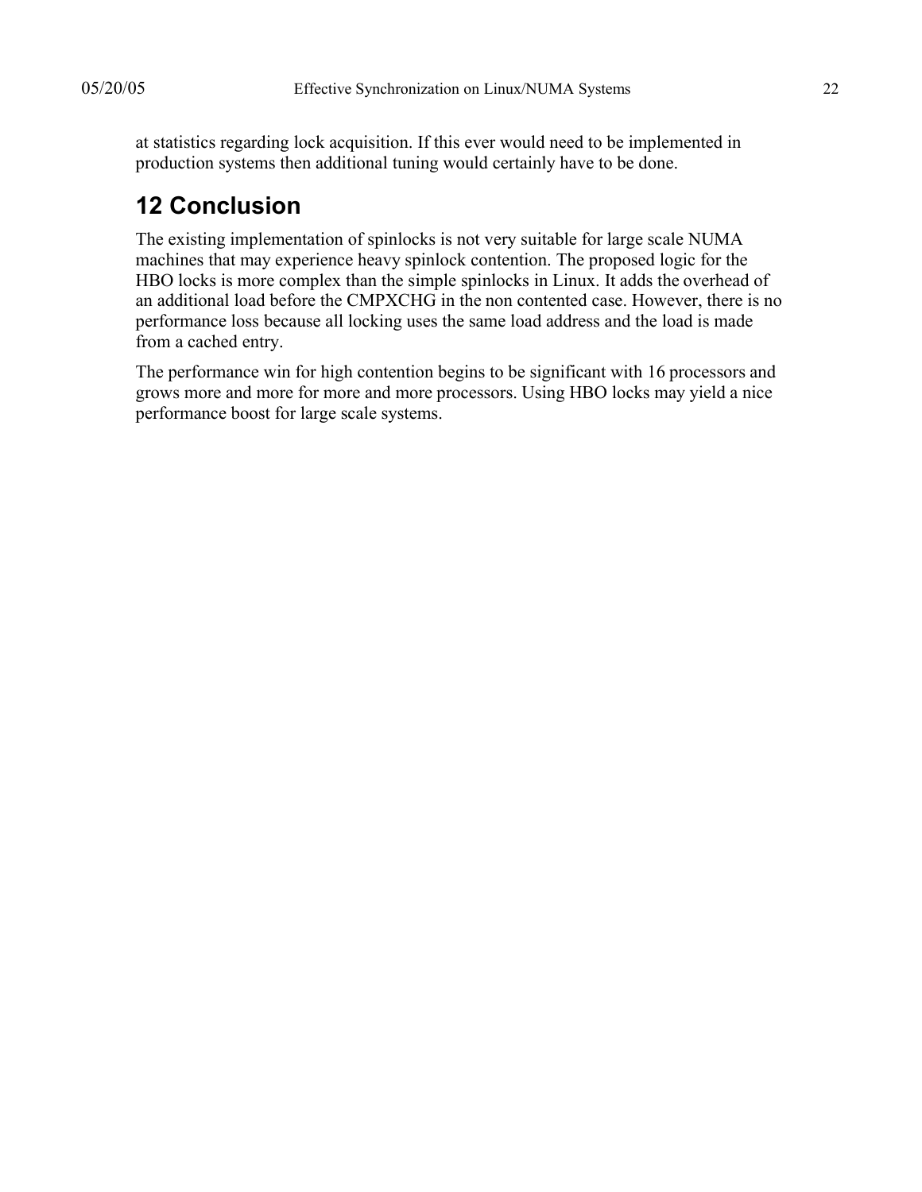at statistics regarding lock acquisition. If this ever would need to be implemented in production systems then additional tuning would certainly have to be done.

# 12 Conclusion

The existing implementation of spinlocks is not very suitable for large scale NUMA machines that may experience heavy spinlock contention. The proposed logic for the HBO locks is more complex than the simple spinlocks in Linux. It adds the overhead of an additional load before the CMPXCHG in the non contented case. However, there is no performance loss because all locking uses the same load address and the load is made from a cached entry.

The performance win for high contention begins to be significant with 16 processors and grows more and more for more and more processors. Using HBO locks may yield a nice performance boost for large scale systems.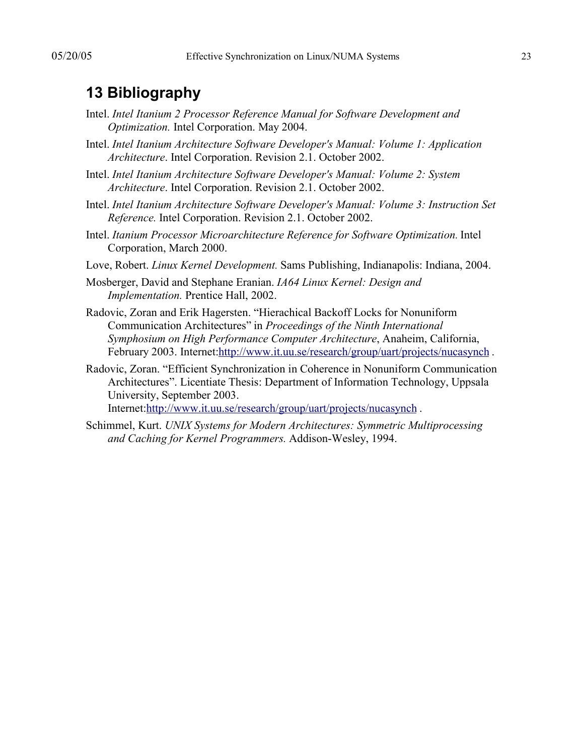## 13 Bibliography

Intel. *Intel Itanium 2 Processor Reference Manual for Software Development and Optimization.* Intel Corporation. May 2004.

Intel. *Intel Itanium Architecture Software Developer's Manual: Volume 1: Application Architecture*. Intel Corporation. Revision 2.1. October 2002.

Intel. *Intel Itanium Architecture Software Developer's Manual: Volume 2: System Architecture*. Intel Corporation. Revision 2.1. October 2002.

Intel. *Intel Itanium Architecture Software Developer's Manual: Volume 3: Instruction Set Reference.* Intel Corporation. Revision 2.1. October 2002.

Intel. *Itanium Processor Microarchitecture Reference for Software Optimization.* Intel Corporation, March 2000.

Love, Robert. *Linux Kernel Development.* Sams Publishing, Indianapolis: Indiana, 2004.

Mosberger, David and Stephane Eranian. *IA64 Linux Kernel: Design and Implementation.* Prentice Hall, 2002.

Radovic, Zoran and Erik Hagersten. "Hierachical Backoff Locks for Nonuniform Communication Architectures" in *Proceedings of the Ninth International Symphosium on High Performance Computer Architecture*, Anaheim, California, February 2003. Internet:http://www.it.uu.se/research/group/uart/projects/nucasynch .

Radovic, Zoran. "Efficient Synchronization in Coherence in Nonuniform Communication Architectures". Licentiate Thesis: Department of Information Technology, Uppsala University, September 2003. Internet:http://www.it.uu.se/research/group/uart/projects/nucasynch .

Schimmel, Kurt. *UNIX Systems for Modern Architectures: Symmetric Multiprocessing and Caching for Kernel Programmers.* Addison-Wesley, 1994.